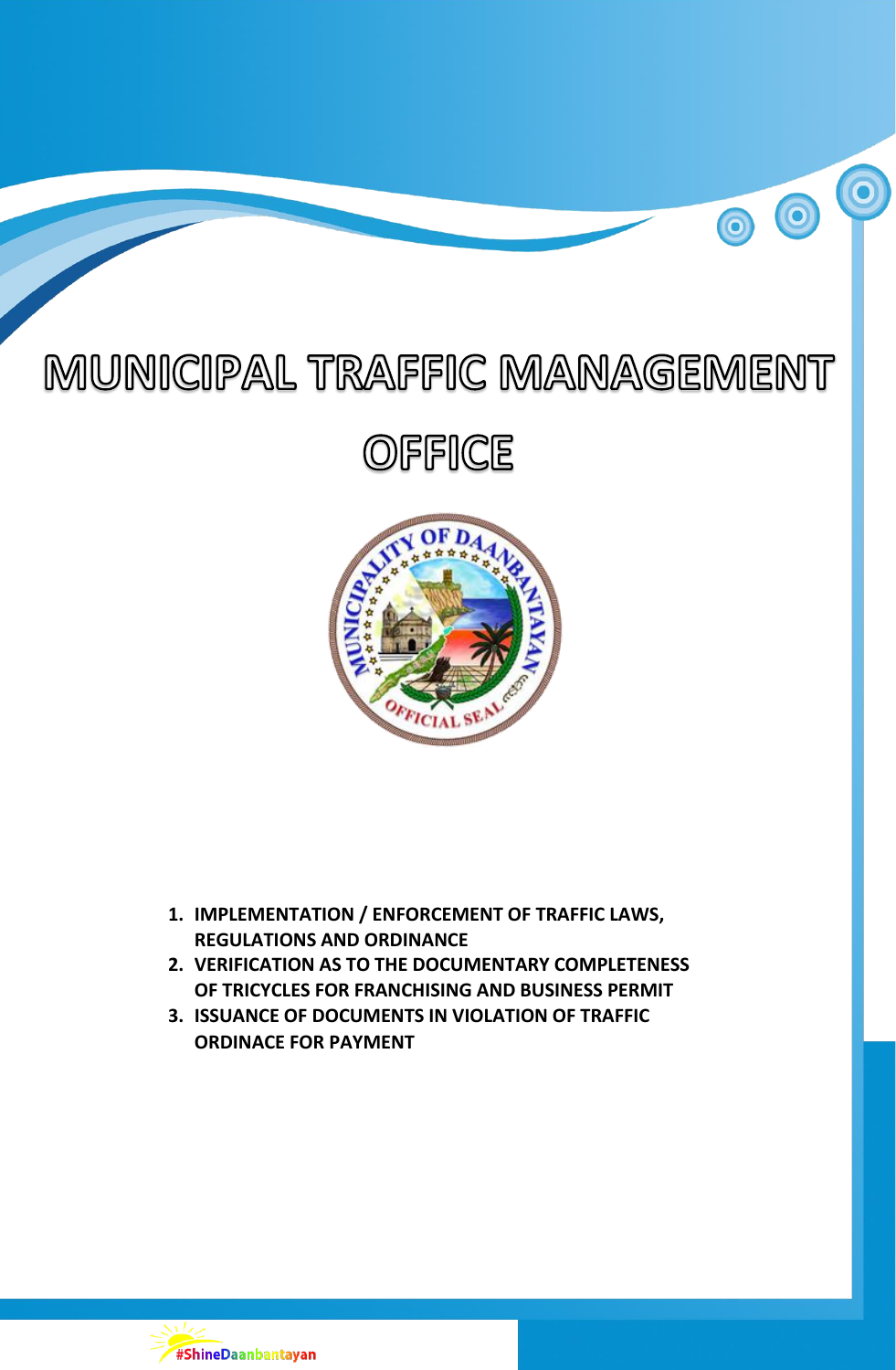# MUNICIPAL TRAFFIC MANAGEMENT OFFICE

1. **IMPLEMENTATION / ENFORCEMENT OF TRAFFIC LAWS, REGULATIONS AND ORDINANCE**
2. **VERIFICATION AS TO THE DOCUMENTARY COMPLETENESS OF TRICYCLES FOR FRANCHISING AND BUSINESS PERMIT**
3. **ISSUANCE OF DOCUMENTS IN VIOLATION OF TRAFFIC ORDINACE FOR PAYMENT**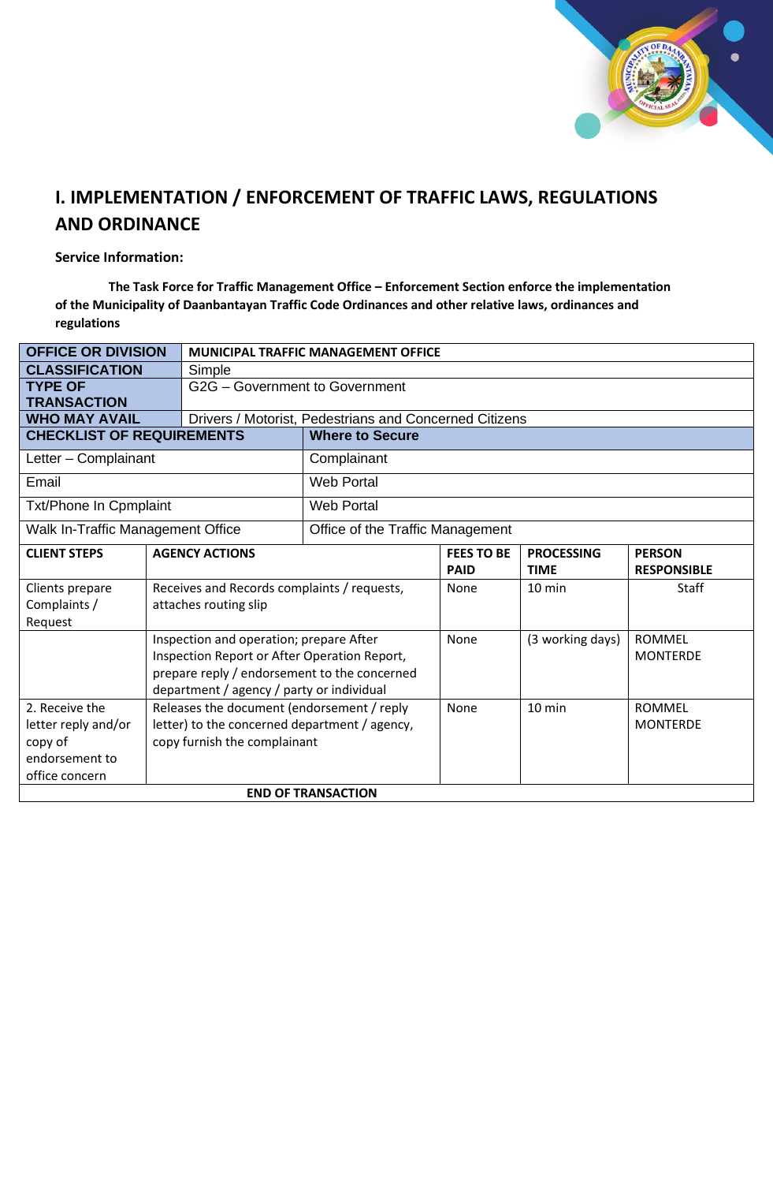## I. IMPLEMENTATION / ENFORCEMENT OF TRAFFIC LAWS, REGULATIONS AND ORDINANCE

**Service Information:**

**The Task Force for Traffic Management Office – Enforcement Section enforce the implementation of the Municipality of Daanbantayan Traffic Code Ordinances and other relative laws, ordinances and regulations**

| OFFICE OR DIVISION | MUNICIPAL TRAFFIC MANAGEMENT OFFICE |
|---|---|
| CLASSIFICATION | Simple |
| TYPE OF TRANSACTION | G2G – Government to Government |
| WHO MAY AVAIL | Drivers / Motorist, Pedestrians and Concerned Citizens |

| CHECKLIST OF REQUIREMENTS | Where to Secure |
|---|---|
| Letter – Complainant | Complainant |
| Email | Web Portal |
| Txt/Phone In Cpmplaint | Web Portal |
| Walk In-Traffic Management Office | Office of the Traffic Management |

| CLIENT STEPS | AGENCY ACTIONS | FEES TO BE PAID | PROCESSING TIME | PERSON RESPONSIBLE |
|---|---|---|---|---|
| Clients prepare Complaints / Request | Receives and Records complaints / requests, attaches routing slip | None | 10 min | Staff |
| | Inspection and operation; prepare After Inspection Report or After Operation Report, prepare reply / endorsement to the concerned department / agency / party or individual | None | (3 working days) | ROMMEL MONTERDE |
| 2. Receive the letter reply and/or copy of endorsement to office concern | Releases the document (endorsement / reply letter) to the concerned department / agency, copy furnish the complainant | None | 10 min | ROMMEL MONTERDE |
| **END OF TRANSACTION** | | | | |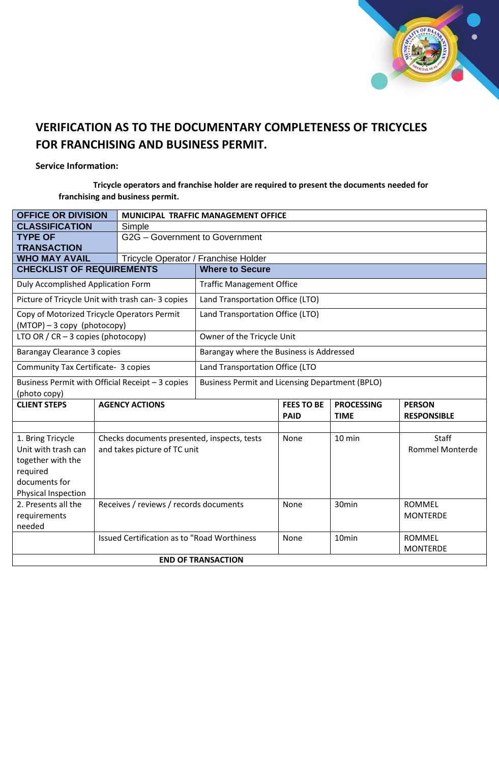# VERIFICATION AS TO THE DOCUMENTARY COMPLETENESS OF TRICYCLES FOR FRANCHISING AND BUSINESS PERMIT.

**Service Information:**

**Tricycle operators and franchise holder are required to present the documents needed for franchising and business permit.**

| OFFICE OR DIVISION | MUNICIPAL TRAFFIC MANAGEMENT OFFICE |
|---|---|
| CLASSIFICATION | Simple |
| TYPE OF TRANSACTION | G2G – Government to Government |
| WHO MAY AVAIL | Tricycle Operator / Franchise Holder |

| CHECKLIST OF REQUIREMENTS | Where to Secure |
|---|---|
| Duly Accomplished Application Form | Traffic Management Office |
| Picture of Tricycle Unit with trash can- 3 copies | Land Transportation Office (LTO) |
| Copy of Motorized Tricycle Operators Permit (MTOP) – 3 copy (photocopy) | Land Transportation Office (LTO) |
| LTO OR / CR – 3 copies (photocopy) | Owner of the Tricycle Unit |
| Barangay Clearance 3 copies | Barangay where the Business is Addressed |
| Community Tax Certificate- 3 copies | Land Transportation Office (LTO |
| Business Permit with Official Receipt – 3 copies (photo copy) | Business Permit and Licensing Department (BPLO) |

| CLIENT STEPS | AGENCY ACTIONS | FEES TO BE PAID | PROCESSING TIME | PERSON RESPONSIBLE |
|---|---|---|---|---|
| | | | | |
| 1. Bring Tricycle Unit with trash can together with the required documents for Physical Inspection | Checks documents presented, inspects, tests and takes picture of TC unit | None | 10 min | Staff Rommel Monterde |
| 2. Presents all the requirements needed | Receives / reviews / records documents | None | 30min | ROMMEL MONTERDE |
| | Issued Certification as to "Road Worthiness | None | 10min | ROMMEL MONTERDE |
| **END OF TRANSACTION** | | | | |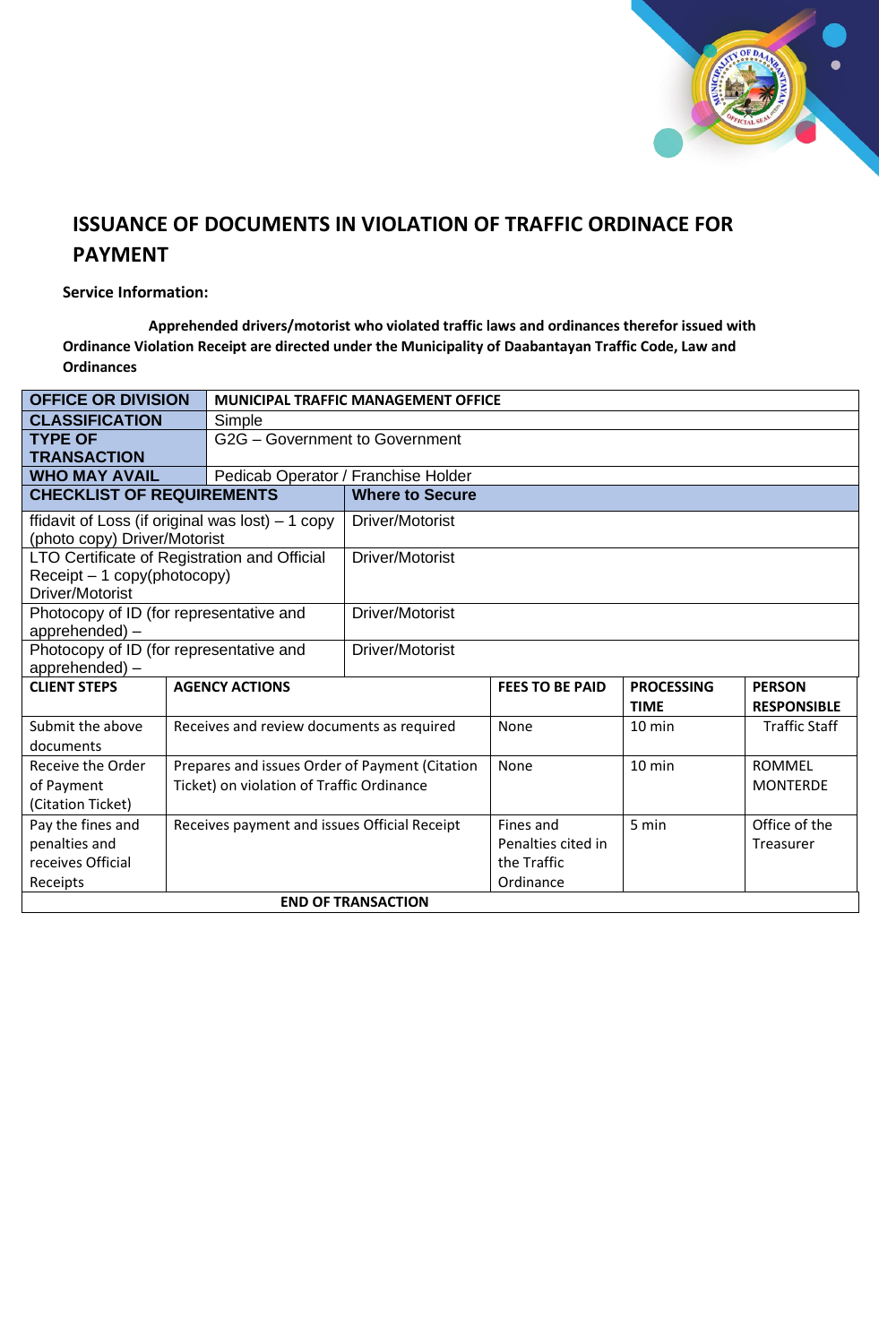# ISSUANCE OF DOCUMENTS IN VIOLATION OF TRAFFIC ORDINACE FOR PAYMENT

**Service Information:**

**Apprehended drivers/motorist who violated traffic laws and ordinances therefor issued with Ordinance Violation Receipt are directed under the Municipality of Daabantayan Traffic Code, Law and Ordinances**

| | |
|---|---|
| **OFFICE OR DIVISION** | **MUNICIPAL TRAFFIC MANAGEMENT OFFICE** |
| **CLASSIFICATION** | Simple |
| **TYPE OF TRANSACTION** | G2G – Government to Government |
| **WHO MAY AVAIL** | Pedicab Operator / Franchise Holder |

| CHECKLIST OF REQUIREMENTS | Where to Secure |
|---|---|
| ffidavit of Loss (if original was lost) – 1 copy (photo copy) Driver/Motorist | Driver/Motorist |
| LTO Certificate of Registration and Official Receipt – 1 copy(photocopy) Driver/Motorist | Driver/Motorist |
| Photocopy of ID (for representative and apprehended) – | Driver/Motorist |
| Photocopy of ID (for representative and apprehended) – | Driver/Motorist |

| CLIENT STEPS | AGENCY ACTIONS | FEES TO BE PAID | PROCESSING TIME | PERSON RESPONSIBLE |
|---|---|---|---|---|
| Submit the above documents | Receives and review documents as required | None | 10 min | Traffic Staff |
| Receive the Order of Payment (Citation Ticket) | Prepares and issues Order of Payment (Citation Ticket) on violation of Traffic Ordinance | None | 10 min | ROMMEL MONTERDE |
| Pay the fines and penalties and receives Official Receipts | Receives payment and issues Official Receipt | Fines and Penalties cited in the Traffic Ordinance | 5 min | Office of the Treasurer |
| **END OF TRANSACTION** | | | | |